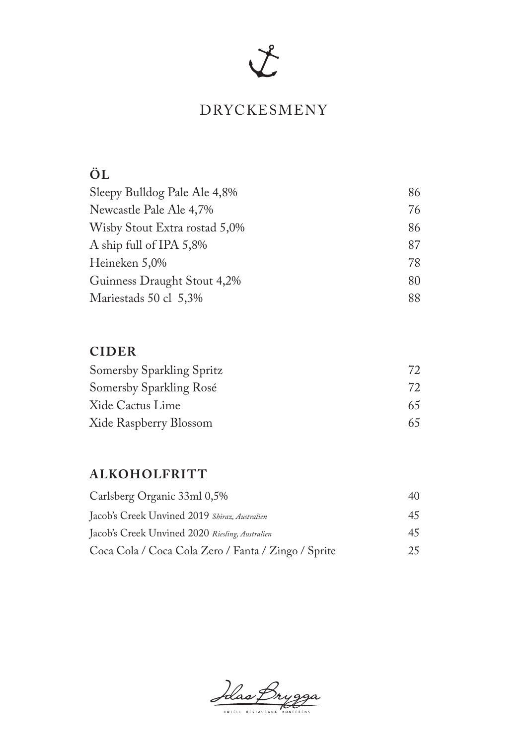# DRYCKESMENY

## ÖL

| | |
|---|---|
| Sleepy Bulldog Pale Ale 4,8% | 86 |
| Newcastle Pale Ale 4,7% | 76 |
| Wisby Stout Extra rostad 5,0% | 86 |
| A ship full of IPA 5,8% | 87 |
| Heineken 5,0% | 78 |
| Guinness Draught Stout 4,2% | 80 |
| Mariestads 50 cl 5,3% | 88 |

## CIDER

| | |
|---|---|
| Somersby Sparkling Spritz | 72 |
| Somersby Sparkling Rosé | 72 |
| Xide Cactus Lime | 65 |
| Xide Raspberry Blossom | 65 |

## ALKOHOLFRITT

| | |
|---|---|
| Carlsberg Organic 33ml 0,5% | 40 |
| Jacob's Creek Unvined 2019 *Shiraz, Australien* | 45 |
| Jacob's Creek Unvined 2020 *Riesling, Australien* | 45 |
| Coca Cola / Coca Cola Zero / Fanta / Zingo / Sprite | 25 |

Idas Brygga

HOTELL RESTAURANG KONFERENS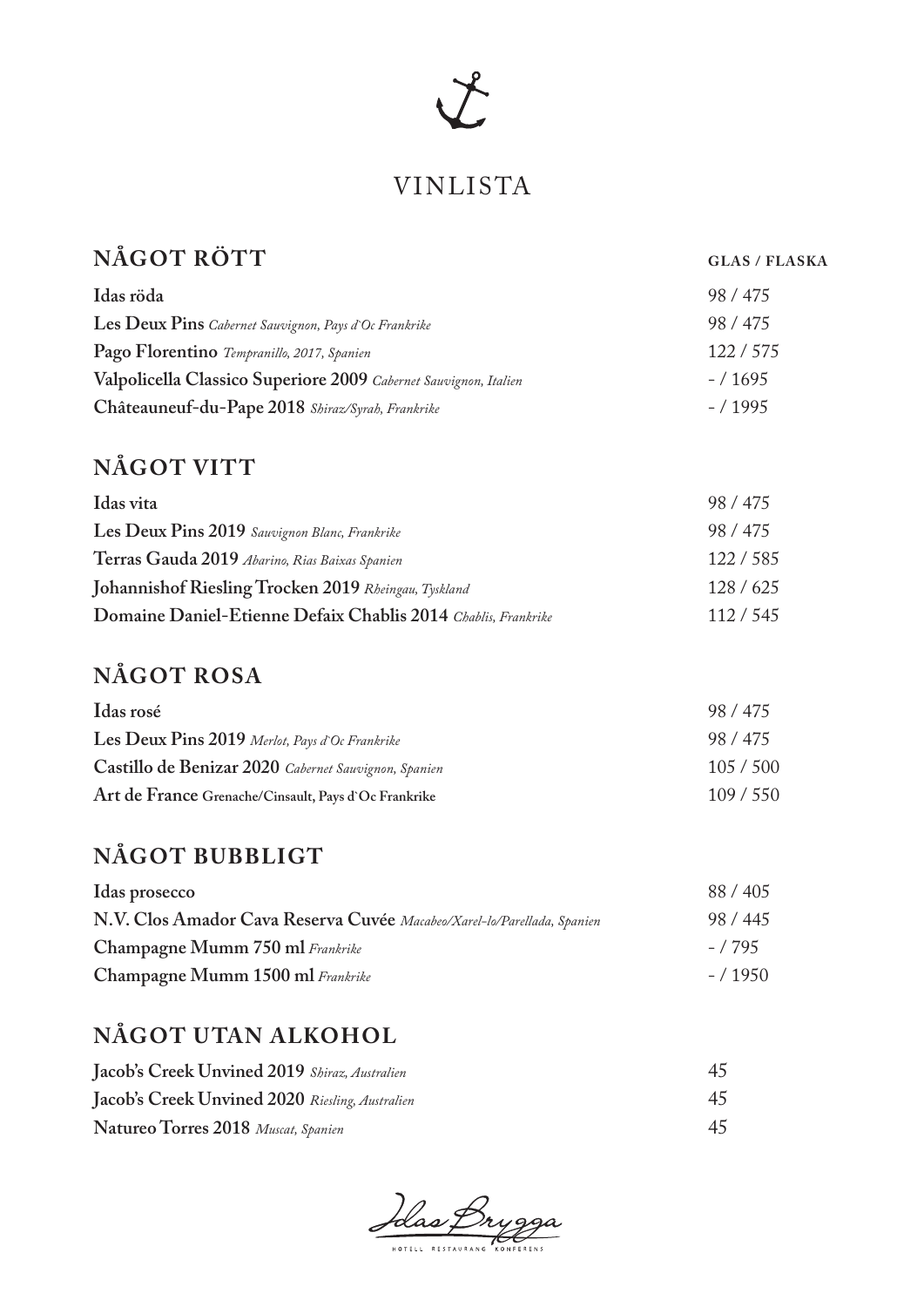# VINLISTA

## NÅGOT RÖTT

| | GLAS / FLASKA |
|---|---|
| **Idas röda** | 98 / 475 |
| **Les Deux Pins** *Cabernet Sauvignon, Pays d`Oc Frankrike* | 98 / 475 |
| **Pago Florentino** *Tempranillo, 2017, Spanien* | 122 / 575 |
| **Valpolicella Classico Superiore 2009** *Cabernet Sauvignon, Italien* | - / 1695 |
| **Châteauneuf-du-Pape 2018** *Shiraz/Syrah, Frankrike* | - / 1995 |

## NÅGOT VITT

| | |
|---|---|
| **Idas vita** | 98 / 475 |
| **Les Deux Pins 2019** *Sauvignon Blanc, Frankrike* | 98 / 475 |
| **Terras Gauda 2019** *Abarino, Rias Baixas Spanien* | 122 / 585 |
| **Johannishof Riesling Trocken 2019** *Rheingau, Tyskland* | 128 / 625 |
| **Domaine Daniel-Etienne Defaix Chablis 2014** *Chablis, Frankrike* | 112 / 545 |

## NÅGOT ROSA

| | |
|---|---|
| **Idas rosé** | 98 / 475 |
| **Les Deux Pins 2019** *Merlot, Pays d`Oc Frankrike* | 98 / 475 |
| **Castillo de Benizar 2020** *Cabernet Sauvignon, Spanien* | 105 / 500 |
| **Art de France Grenache/Cinsault, Pays d`Oc Frankrike** | 109 / 550 |

## NÅGOT BUBBLIGT

| | |
|---|---|
| **Idas prosecco** | 88 / 405 |
| **N.V. Clos Amador Cava Reserva Cuvée** *Macabeo/Xarel-lo/Parellada, Spanien* | 98 / 445 |
| **Champagne Mumm 750 ml** *Frankrike* | - / 795 |
| **Champagne Mumm 1500 ml** *Frankrike* | - / 1950 |

## NÅGOT UTAN ALKOHOL

| | |
|---|---|
| **Jacob's Creek Unvined 2019** *Shiraz, Australien* | 45 |
| **Jacob's Creek Unvined 2020** *Riesling, Australien* | 45 |
| **Natureo Torres 2018** *Muscat, Spanien* | 45 |

Idas Brygga

HOTELL RESTAURANG KONFERENS